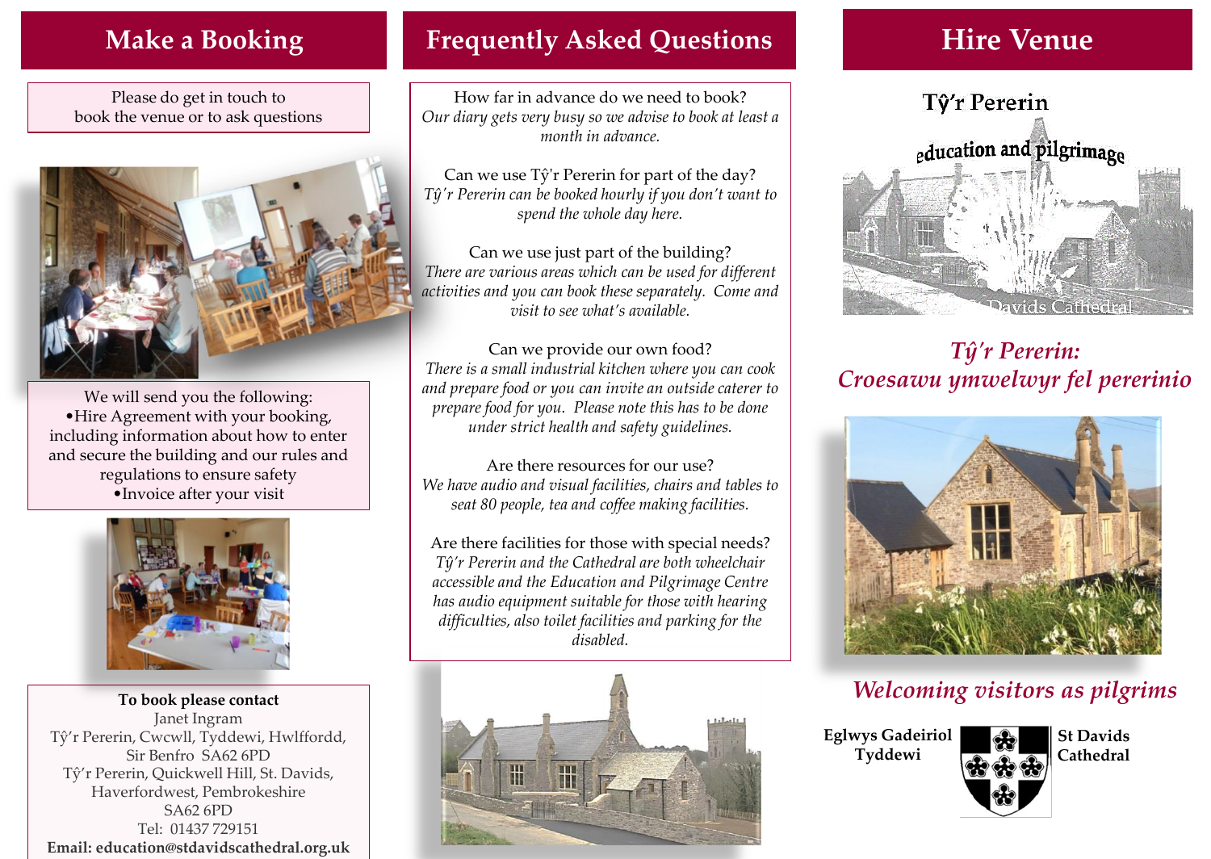## Make a Booking

Please do get in touch to book the venue or to ask questions

We will send you the following:

- Hire Agreement with your booking, including information about how to enter and secure the building and our rules and regulations to ensure safety
- Invoice after your visit

**To book please contact**
Janet Ingram
Tŷ'r Pererin, Cwcwll, Tyddewi, Hwlffordd, Sir Benfro SA62 6PD
Tŷ'r Pererin, Quickwell Hill, St. Davids, Haverfordwest, Pembrokeshire
SA62 6PD
Tel: 01437 729151
**Email: education@stdavidscathedral.org.uk**

## Frequently Asked Questions

How far in advance do we need to book?
*Our diary gets very busy so we advise to book at least a month in advance.*

Can we use Tŷ'r Pererin for part of the day?
*Tŷ'r Pererin can be booked hourly if you don't want to spend the whole day here.*

Can we use just part of the building?
*There are various areas which can be used for different activities and you can book these separately. Come and visit to see what's available.*

Can we provide our own food?
*There is a small industrial kitchen where you can cook and prepare food or you can invite an outside caterer to prepare food for you. Please note this has to be done under strict health and safety guidelines.*

Are there resources for our use?
*We have audio and visual facilities, chairs and tables to seat 80 people, tea and coffee making facilities.*

Are there facilities for those with special needs?
*Tŷ'r Pererin and the Cathedral are both wheelchair accessible and the Education and Pilgrimage Centre has audio equipment suitable for those with hearing difficulties, also toilet facilities and parking for the disabled.*

## Hire Venue

Tŷ'r Pererin
education and pilgrimage
St Davids Cathedral

*Tŷ'r Pererin:*
*Croesawu ymwelwyr fel pererinio*

*Welcoming visitors as pilgrims*

**Eglwys Gadeiriol Tyddewi** **St Davids Cathedral**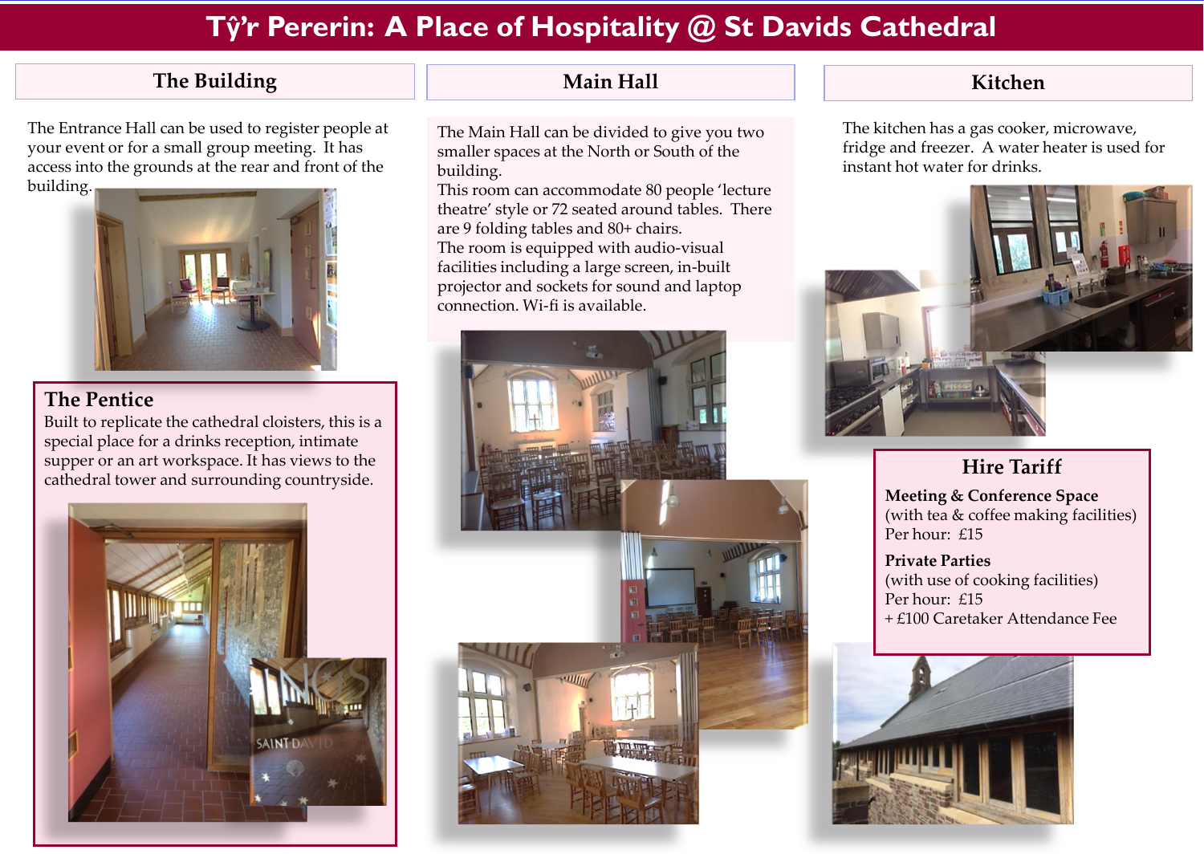# Tŷ'r Pererin: A Place of Hospitality @ St Davids Cathedral

## The Building

The Entrance Hall can be used to register people at your event or for a small group meeting. It has access into the grounds at the rear and front of the building.

### The Pentice

Built to replicate the cathedral cloisters, this is a special place for a drinks reception, intimate supper or an art workspace. It has views to the cathedral tower and surrounding countryside.

## Main Hall

The Main Hall can be divided to give you two smaller spaces at the North or South of the building.

This room can accommodate 80 people 'lecture theatre' style or 72 seated around tables. There are 9 folding tables and 80+ chairs.

The room is equipped with audio-visual facilities including a large screen, in-built projector and sockets for sound and laptop connection. Wi-fi is available.

## Kitchen

The kitchen has a gas cooker, microwave, fridge and freezer. A water heater is used for instant hot water for drinks.

### Hire Tariff

**Meeting & Conference Space**
(with tea & coffee making facilities)
Per hour: £15

**Private Parties**
(with use of cooking facilities)
Per hour: £15
+ £100 Caretaker Attendance Fee